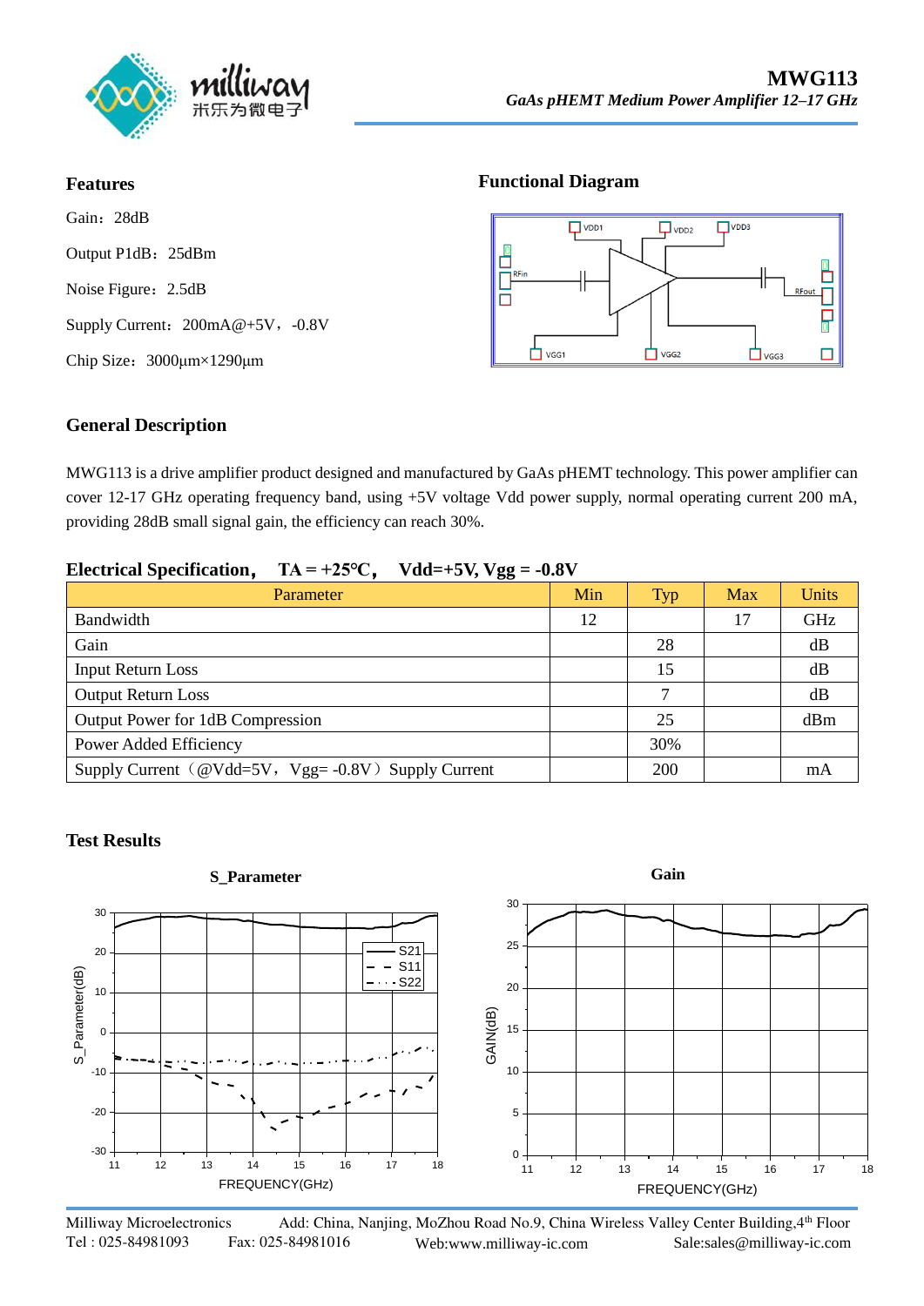# MWG113

*GaAs pHEMT Medium Power Amplifier 12–17 GHz*

## Features

Gain：28dB

Output P1dB：25dBm

Noise Figure：2.5dB

Supply Current：200mA@+5V，-0.8V

Chip Size：3000μm×1290μm

## Functional Diagram

## General Description

MWG113 is a drive amplifier product designed and manufactured by GaAs pHEMT technology. This power amplifier can cover 12-17 GHz operating frequency band, using +5V voltage Vdd power supply, normal operating current 200 mA, providing 28dB small signal gain, the efficiency can reach 30%.

## Electrical Specification， TA = +25℃， Vdd=+5V, Vgg = -0.8V

| Parameter | Min | Typ | Max | Units |
|---|---|---|---|---|
| Bandwidth | 12 | | 17 | GHz |
| Gain | | 28 | | dB |
| Input Return Loss | | 15 | | dB |
| Output Return Loss | | 7 | | dB |
| Output Power for 1dB Compression | | 25 | | dBm |
| Power Added Efficiency | | 30% | | |
| Supply Current（@Vdd=5V，Vgg= -0.8V）Supply Current | | 200 | | mA |

## Test Results

S_Parameter

Gain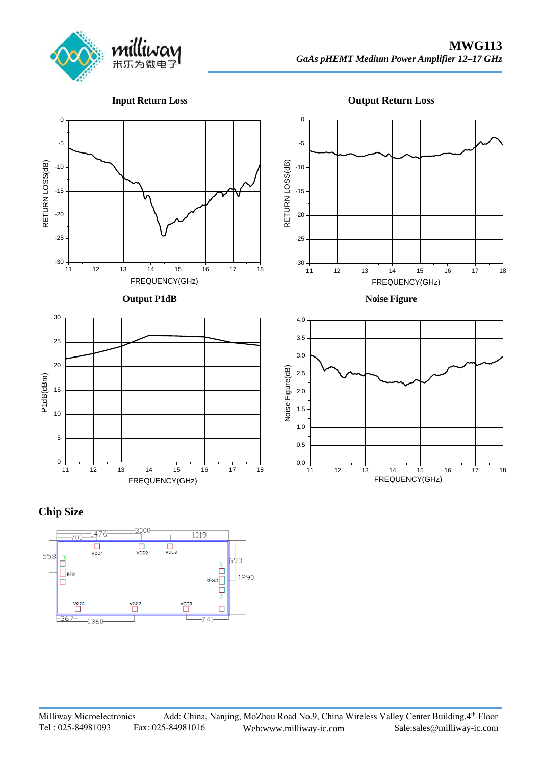### Input Return Loss

### Output Return Loss

### Output P1dB

### Noise Figure

## Chip Size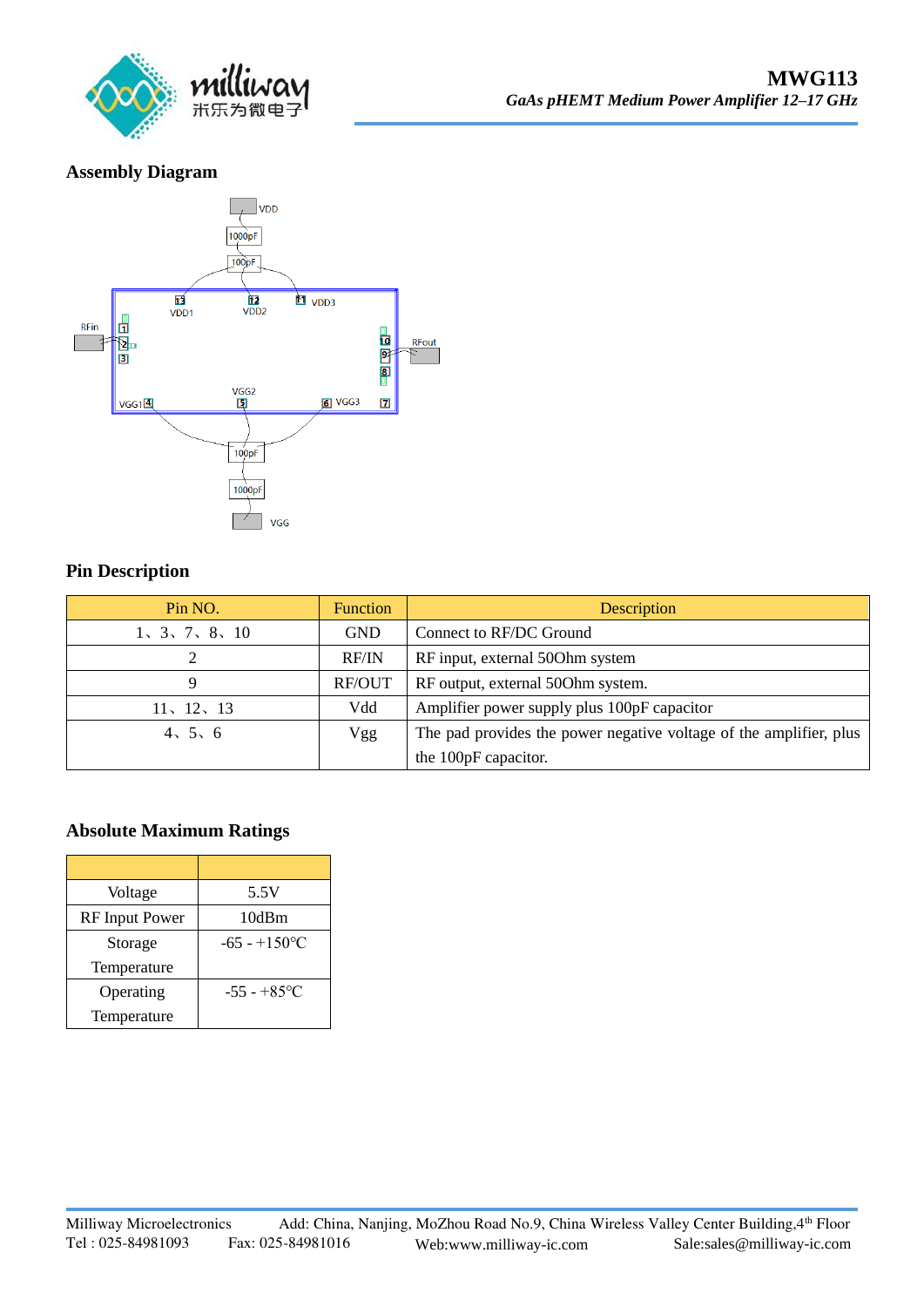## Assembly Diagram

VDD
1000pF
100pF
13 VDD1
12 VDD2
11 VDD3
RFin
1
2
3
10
9
8
RFout
VGG2
VGG1 4
5
6 VGG3
7
100pF
1000pF
VGG

## Pin Description

| Pin NO. | Function | Description |
|---|---|---|
| 1、3、7、8、10 | GND | Connect to RF/DC Ground |
| 2 | RF/IN | RF input, external 50Ohm system |
| 9 | RF/OUT | RF output, external 50Ohm system. |
| 11、12、13 | Vdd | Amplifier power supply plus 100pF capacitor |
| 4、5、6 | Vgg | The pad provides the power negative voltage of the amplifier, plus the 100pF capacitor. |

## Absolute Maximum Ratings

| | |
|---|---|
| Voltage | 5.5V |
| RF Input Power | 10dBm |
| Storage Temperature | -65 - +150°C |
| Operating Temperature | -55 - +85°C |

Milliway Microelectronics Add: China, Nanjing, MoZhou Road No.9, China Wireless Valley Center Building,4th Floor
Tel : 025-84981093 Fax: 025-84981016 Web:www.milliway-ic.com Sale:sales@milliway-ic.com